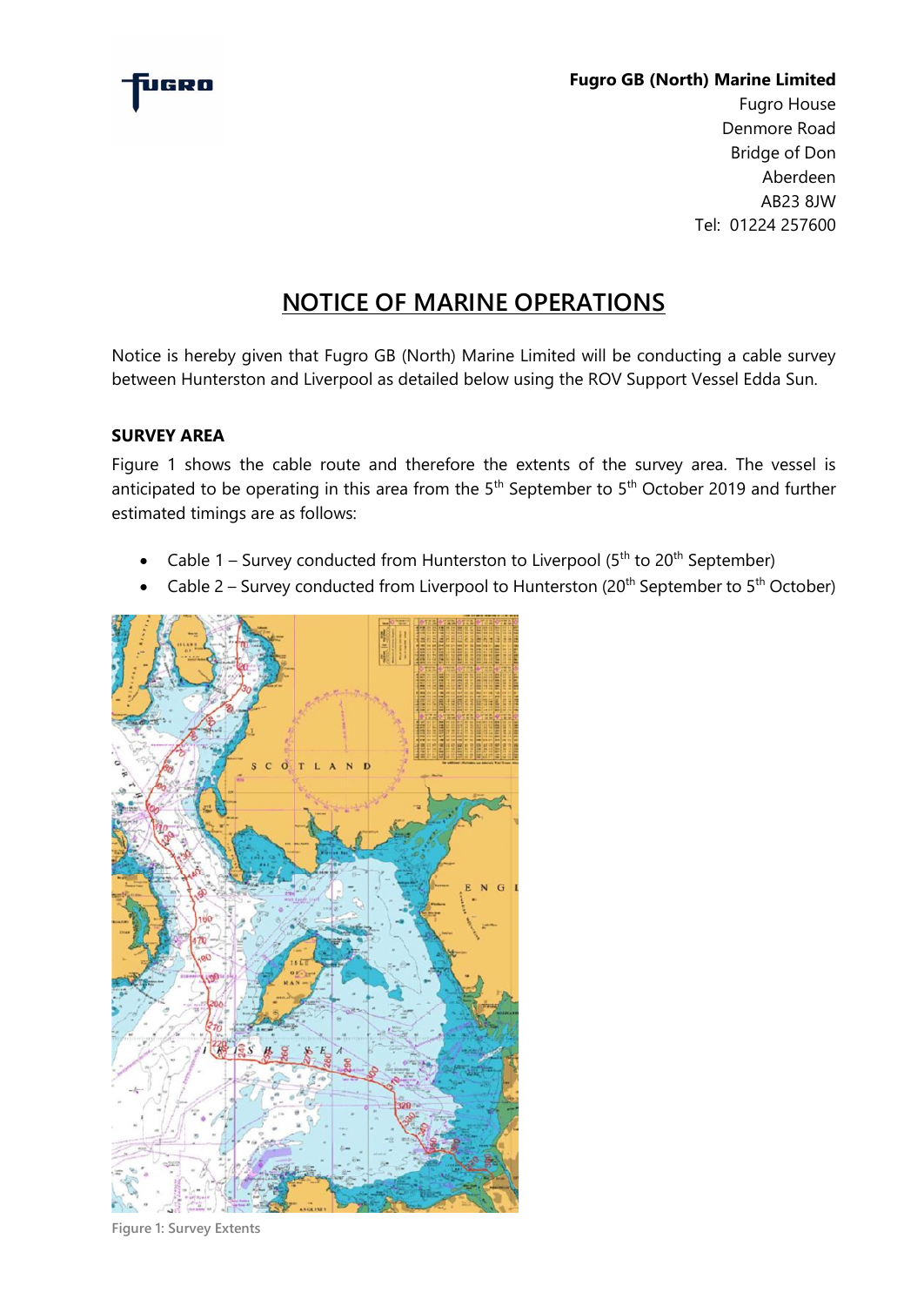**Fugro GB (North) Marine Limited**
Fugro House
Denmore Road
Bridge of Don
Aberdeen
AB23 8JW
Tel: 01224 257600

# NOTICE OF MARINE OPERATIONS

Notice is hereby given that Fugro GB (North) Marine Limited will be conducting a cable survey between Hunterston and Liverpool as detailed below using the ROV Support Vessel Edda Sun.

## SURVEY AREA

Figure 1 shows the cable route and therefore the extents of the survey area. The vessel is anticipated to be operating in this area from the 5th September to 5th October 2019 and further estimated timings are as follows:

- Cable 1 – Survey conducted from Hunterston to Liverpool (5th to 20th September)
- Cable 2 – Survey conducted from Liverpool to Hunterston (20th September to 5th October)

Figure 1: Survey Extents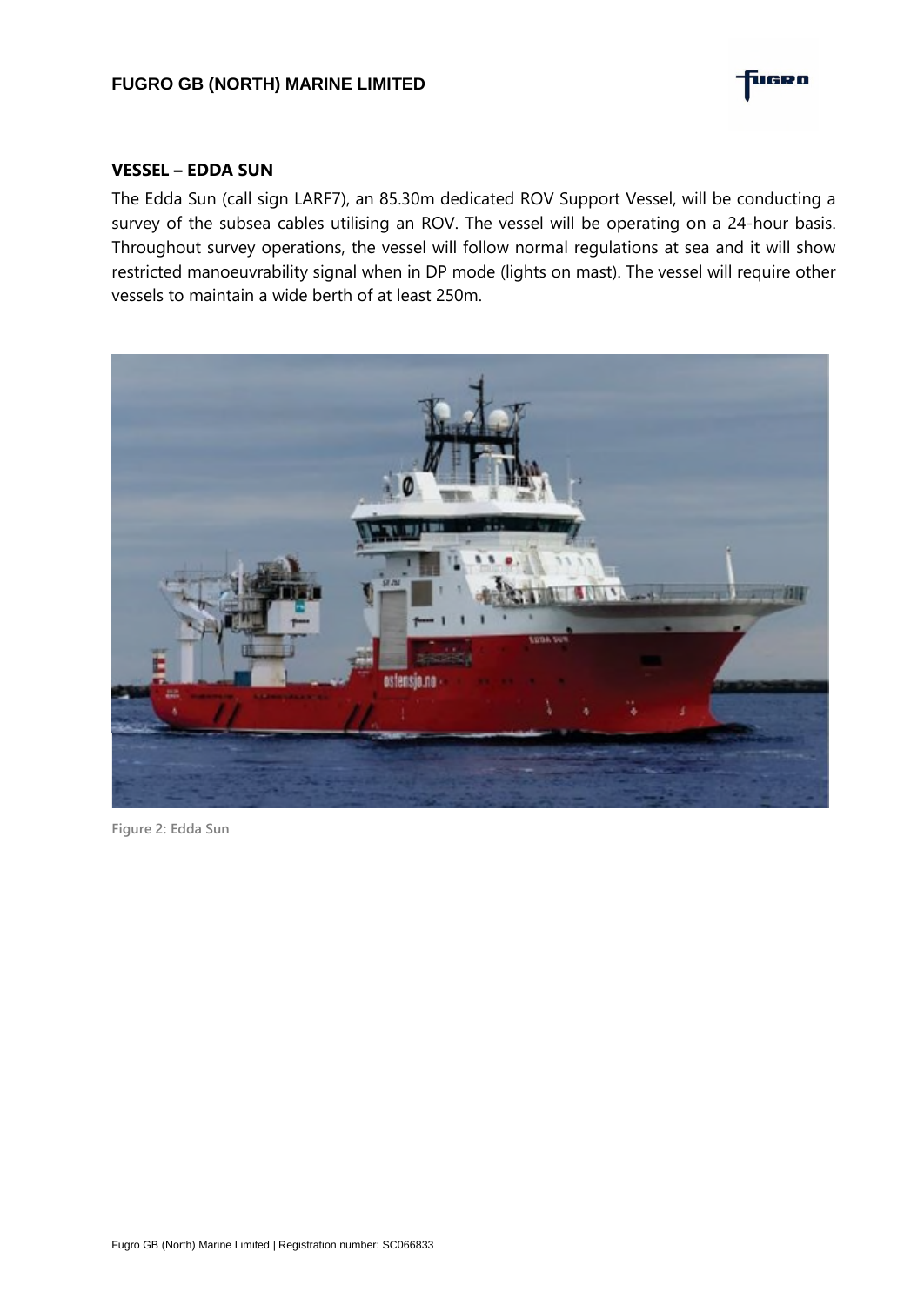## VESSEL – EDDA SUN

The Edda Sun (call sign LARF7), an 85.30m dedicated ROV Support Vessel, will be conducting a survey of the subsea cables utilising an ROV. The vessel will be operating on a 24-hour basis. Throughout survey operations, the vessel will follow normal regulations at sea and it will show restricted manoeuvrability signal when in DP mode (lights on mast). The vessel will require other vessels to maintain a wide berth of at least 250m.

Figure 2: Edda Sun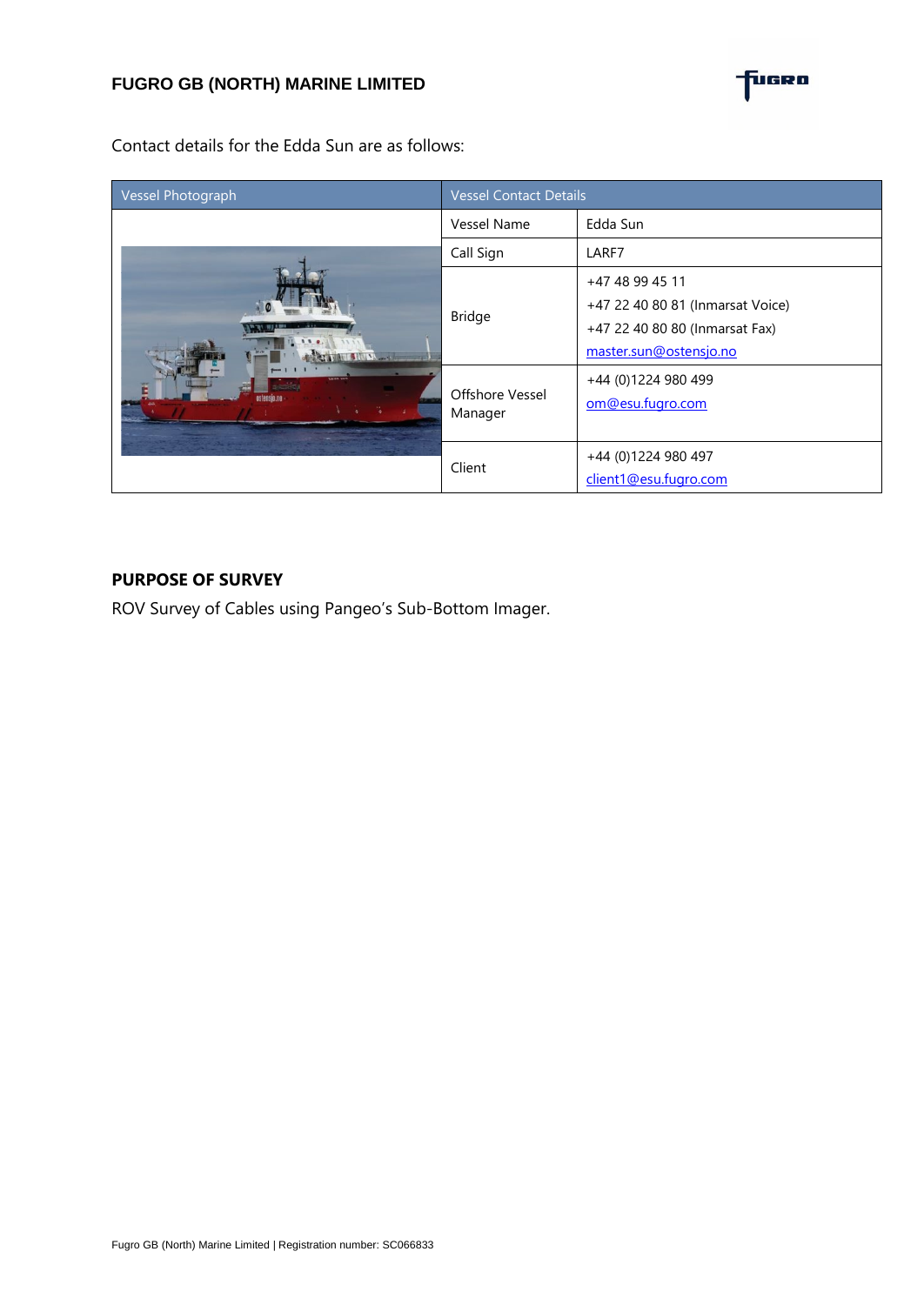Contact details for the Edda Sun are as follows:

| Vessel Photograph | Vessel Contact Details | |
|---|---|---|
| | Vessel Name | Edda Sun |
| | Call Sign | LARF7 |
| | Bridge | +47 48 99 45 11<br>+47 22 40 80 81 (Inmarsat Voice)<br>+47 22 40 80 80 (Inmarsat Fax)<br>master.sun@ostensjo.no |
| | Offshore Vessel Manager | +44 (0)1224 980 499<br>om@esu.fugro.com |
| | Client | +44 (0)1224 980 497<br>client1@esu.fugro.com |

## PURPOSE OF SURVEY

ROV Survey of Cables using Pangeo's Sub-Bottom Imager.